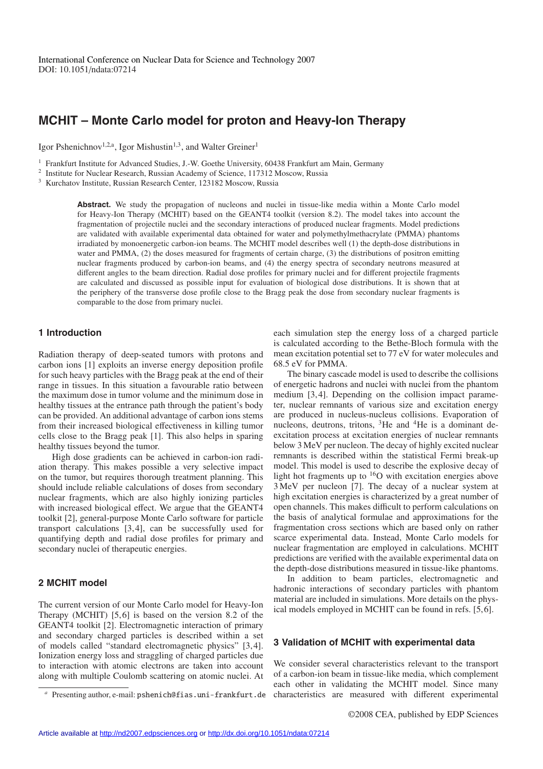International Conference on Nuclear Data for Science and Technology 2007
DOI: 10.1051/ndata:07214

# MCHIT – Monte Carlo model for proton and Heavy-Ion Therapy

Igor Pshenichnov[1,2,a], Igor Mishustin[1,3], and Walter Greiner[1]

[1] Frankfurt Institute for Advanced Studies, J.-W. Goethe University, 60438 Frankfurt am Main, Germany
[2] Institute for Nuclear Research, Russian Academy of Science, 117312 Moscow, Russia
[3] Kurchatov Institute, Russian Research Center, 123182 Moscow, Russia

**Abstract.** We study the propagation of nucleons and nuclei in tissue-like media within a Monte Carlo model for Heavy-Ion Therapy (MCHIT) based on the GEANT4 toolkit (version 8.2). The model takes into account the fragmentation of projectile nuclei and the secondary interactions of produced nuclear fragments. Model predictions are validated with available experimental data obtained for water and polymethylmethacrylate (PMMA) phantoms irradiated by monoenergetic carbon-ion beams. The MCHIT model describes well (1) the depth-dose distributions in water and PMMA, (2) the doses measured for fragments of certain charge, (3) the distributions of positron emitting nuclear fragments produced by carbon-ion beams, and (4) the energy spectra of secondary neutrons measured at different angles to the beam direction. Radial dose profiles for primary nuclei and for different projectile fragments are calculated and discussed as possible input for evaluation of biological dose distributions. It is shown that at the periphery of the transverse dose profile close to the Bragg peak the dose from secondary nuclear fragments is comparable to the dose from primary nuclei.

## 1 Introduction

Radiation therapy of deep-seated tumors with protons and carbon ions [1] exploits an inverse energy deposition profile for such heavy particles with the Bragg peak at the end of their range in tissues. In this situation a favourable ratio between the maximum dose in tumor volume and the minimum dose in healthy tissues at the entrance path through the patient's body can be provided. An additional advantage of carbon ions stems from their increased biological effectiveness in killing tumor cells close to the Bragg peak [1]. This also helps in sparing healthy tissues beyond the tumor.

High dose gradients can be achieved in carbon-ion radiation therapy. This makes possible a very selective impact on the tumor, but requires thorough treatment planning. This should include reliable calculations of doses from secondary nuclear fragments, which are also highly ionizing particles with increased biological effect. We argue that the GEANT4 toolkit [2], general-purpose Monte Carlo software for particle transport calculations [3,4], can be successfully used for quantifying depth and radial dose profiles for primary and secondary nuclei of therapeutic energies.

## 2 MCHIT model

The current version of our Monte Carlo model for Heavy-Ion Therapy (MCHIT) [5,6] is based on the version 8.2 of the GEANT4 toolkit [2]. Electromagnetic interaction of primary and secondary charged particles is described within a set of models called "standard electromagnetic physics" [3,4]. Ionization energy loss and straggling of charged particles due to interaction with atomic electrons are taken into account along with multiple Coulomb scattering on atomic nuclei. At each simulation step the energy loss of a charged particle is calculated according to the Bethe-Bloch formula with the mean excitation potential set to 77 eV for water molecules and 68.5 eV for PMMA.

The binary cascade model is used to describe the collisions of energetic hadrons and nuclei with nuclei from the phantom medium [3,4]. Depending on the collision impact parameter, nuclear remnants of various size and excitation energy are produced in nucleus-nucleus collisions. Evaporation of nucleons, deutrons, tritons, $^{3}$He and $^{4}$He is a dominant de-excitation process at excitation energies of nuclear remnants below 3 MeV per nucleon. The decay of highly excited nuclear remnants is described within the statistical Fermi break-up model. This model is used to describe the explosive decay of light hot fragments up to $^{16}$O with excitation energies above 3 MeV per nucleon [7]. The decay of a nuclear system at high excitation energies is characterized by a great number of open channels. This makes difficult to perform calculations on the basis of analytical formulae and approximations for the fragmentation cross sections which are based only on rather scarce experimental data. Instead, Monte Carlo models for nuclear fragmentation are employed in calculations. MCHIT predictions are verified with the available experimental data on the depth-dose distributions measured in tissue-like phantoms.

In addition to beam particles, electromagnetic and hadronic interactions of secondary particles with phantom material are included in simulations. More details on the physical models employed in MCHIT can be found in refs. [5,6].

## 3 Validation of MCHIT with experimental data

We consider several characteristics relevant to the transport of a carbon-ion beam in tissue-like media, which complement each other in validating the MCHIT model. Since many characteristics are measured with different experimental

[a] Presenting author, e-mail: pshenich@fias.uni-frankfurt.de

©2008 CEA, published by EDP Sciences

Article available at http://nd2007.edpsciences.org or http://dx.doi.org/10.1051/ndata:07214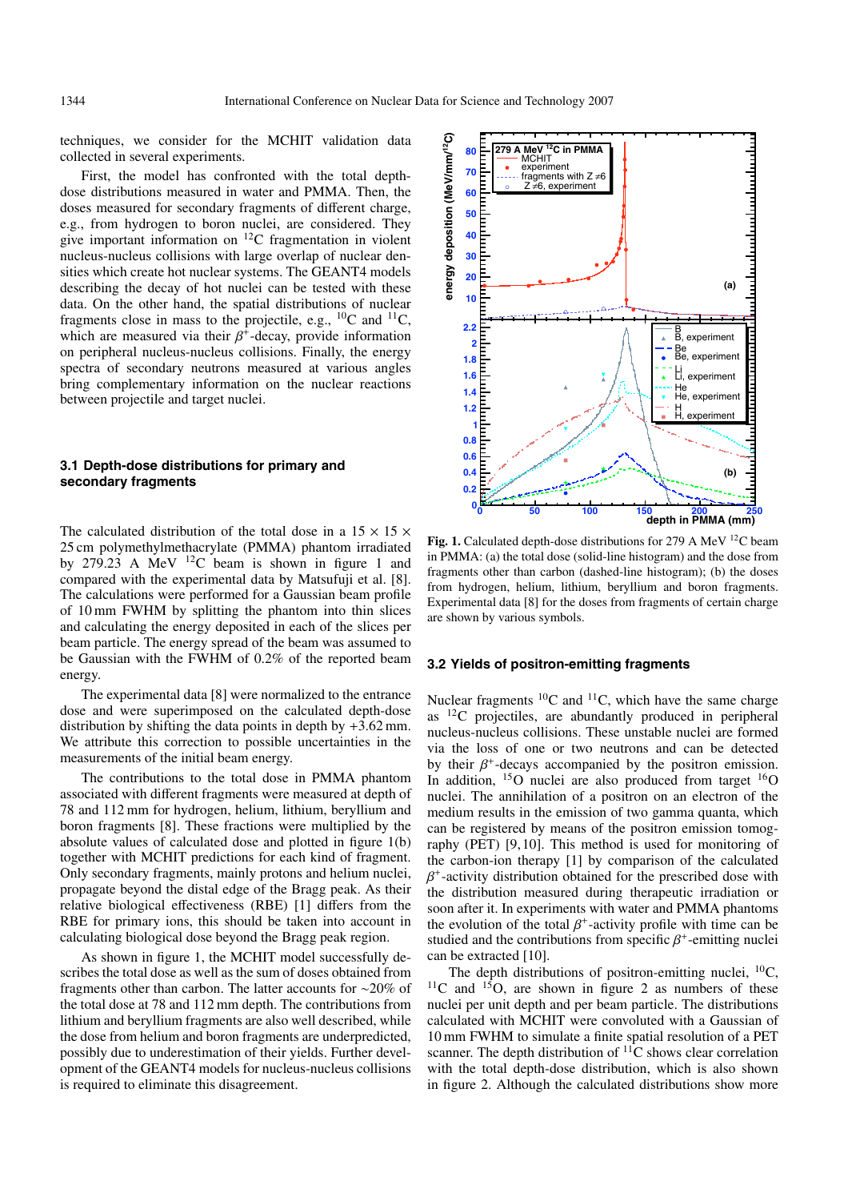techniques, we consider for the MCHIT validation data collected in several experiments.

First, the model has confronted with the total depth-dose distributions measured in water and PMMA. Then, the doses measured for secondary fragments of different charge, e.g., from hydrogen to boron nuclei, are considered. They give important information on $^{12}$C fragmentation in violent nucleus-nucleus collisions with large overlap of nuclear densities which create hot nuclear systems. The GEANT4 models describing the decay of hot nuclei can be tested with these data. On the other hand, the spatial distributions of nuclear fragments close in mass to the projectile, e.g., $^{10}$C and $^{11}$C, which are measured via their $\beta^+$-decay, provide information on peripheral nucleus-nucleus collisions. Finally, the energy spectra of secondary neutrons measured at various angles bring complementary information on the nuclear reactions between projectile and target nuclei.

### 3.1 Depth-dose distributions for primary and secondary fragments

The calculated distribution of the total dose in a $15 \times 15 \times 25$ cm polymethylmethacrylate (PMMA) phantom irradiated by 279.23 A MeV $^{12}$C beam is shown in figure 1 and compared with the experimental data by Matsufuji et al. [8]. The calculations were performed for a Gaussian beam profile of 10 mm FWHM by splitting the phantom into thin slices and calculating the energy deposited in each of the slices per beam particle. The energy spread of the beam was assumed to be Gaussian with the FWHM of 0.2% of the reported beam energy.

The experimental data [8] were normalized to the entrance dose and were superimposed on the calculated depth-dose distribution by shifting the data points in depth by +3.62 mm. We attribute this correction to possible uncertainties in the measurements of the initial beam energy.

The contributions to the total dose in PMMA phantom associated with different fragments were measured at depth of 78 and 112 mm for hydrogen, helium, lithium, beryllium and boron fragments [8]. These fractions were multiplied by the absolute values of calculated dose and plotted in figure 1(b) together with MCHIT predictions for each kind of fragment. Only secondary fragments, mainly protons and helium nuclei, propagate beyond the distal edge of the Bragg peak. As their relative biological effectiveness (RBE) [1] differs from the RBE for primary ions, this should be taken into account in calculating biological dose beyond the Bragg peak region.

As shown in figure 1, the MCHIT model successfully describes the total dose as well as the sum of doses obtained from fragments other than carbon. The latter accounts for ~20% of the total dose at 78 and 112 mm depth. The contributions from lithium and beryllium fragments are also well described, while the dose from helium and boron fragments are underpredicted, possibly due to underestimation of their yields. Further development of the GEANT4 models for nucleus-nucleus collisions is required to eliminate this disagreement.

**Fig. 1.** Calculated depth-dose distributions for 279 A MeV $^{12}$C beam in PMMA: (a) the total dose (solid-line histogram) and the dose from fragments other than carbon (dashed-line histogram); (b) the doses from hydrogen, helium, lithium, beryllium and boron fragments. Experimental data [8] for the doses from fragments of certain charge are shown by various symbols.

### 3.2 Yields of positron-emitting fragments

Nuclear fragments $^{10}$C and $^{11}$C, which have the same charge as $^{12}$C projectiles, are abundantly produced in peripheral nucleus-nucleus collisions. These unstable nuclei are formed via the loss of one or two neutrons and can be detected by their $\beta^+$-decays accompanied by the positron emission. In addition, $^{15}$O nuclei are also produced from target $^{16}$O nuclei. The annihilation of a positron on an electron of the medium results in the emission of two gamma quanta, which can be registered by means of the positron emission tomography (PET) [9,10]. This method is used for monitoring of the carbon-ion therapy [1] by comparison of the calculated $\beta^+$-activity distribution obtained for the prescribed dose with the distribution measured during therapeutic irradiation or soon after it. In experiments with water and PMMA phantoms the evolution of the total $\beta^+$-activity profile with time can be studied and the contributions from specific $\beta^+$-emitting nuclei can be extracted [10].

The depth distributions of positron-emitting nuclei, $^{10}$C, $^{11}$C and $^{15}$O, are shown in figure 2 as numbers of these nuclei per unit depth and per beam particle. The distributions calculated with MCHIT were convoluted with a Gaussian of 10 mm FWHM to simulate a finite spatial resolution of a PET scanner. The depth distribution of $^{11}$C shows clear correlation with the total depth-dose distribution, which is also shown in figure 2. Although the calculated distributions show more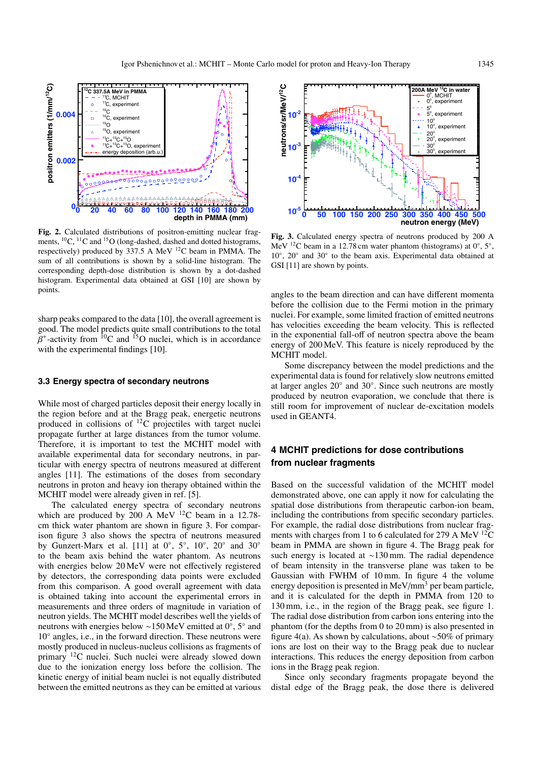**Fig. 2.** Calculated distributions of positron-emitting nuclear fragments, $^{10}$C, $^{11}$C and $^{15}$O (long-dashed, dashed and dotted histograms, respectively) produced by 337.5 A MeV $^{12}$C beam in PMMA. The sum of all contributions is shown by a solid-line histogram. The corresponding depth-dose distribution is shown by a dot-dashed histogram. Experimental data obtained at GSI [10] are shown by points.

**Fig. 3.** Calculated energy spectra of neutrons produced by 200 A MeV $^{12}$C beam in a 12.78 cm water phantom (histograms) at 0°, 5°, 10°, 20° and 30° to the beam axis. Experimental data obtained at GSI [11] are shown by points.

sharp peaks compared to the data [10], the overall agreement is good. The model predicts quite small contributions to the total $\beta^+$-activity from $^{10}$C and $^{15}$O nuclei, which is in accordance with the experimental findings [10].

### 3.3 Energy spectra of secondary neutrons

While most of charged particles deposit their energy locally in the region before and at the Bragg peak, energetic neutrons produced in collisions of $^{12}$C projectiles with target nuclei propagate further at large distances from the tumor volume. Therefore, it is important to test the MCHIT model with available experimental data for secondary neutrons, in particular with energy spectra of neutrons measured at different angles [11]. The estimations of the doses from secondary neutrons in proton and heavy ion therapy obtained within the MCHIT model were already given in ref. [5].

The calculated energy spectra of secondary neutrons which are produced by 200 A MeV $^{12}$C beam in a 12.78-cm thick water phantom are shown in figure 3. For comparison figure 3 also shows the spectra of neutrons measured by Gunzert-Marx et al. [11] at 0°, 5°, 10°, 20° and 30° to the beam axis behind the water phantom. As neutrons with energies below 20 MeV were not effectively registered by detectors, the corresponding data points were excluded from this comparison. A good overall agreement with data is obtained taking into account the experimental errors in measurements and three orders of magnitude in variation of neutron yields. The MCHIT model describes well the yields of neutrons with energies below ~150 MeV emitted at 0°, 5° and 10° angles, i.e., in the forward direction. These neutrons were mostly produced in nucleus-nucleus collisions as fragments of primary $^{12}$C nuclei. Such nuclei were already slowed down due to the ionization energy loss before the collision. The kinetic energy of initial beam nuclei is not equally distributed between the emitted neutrons as they can be emitted at various angles to the beam direction and can have different momenta before the collision due to the Fermi motion in the primary nuclei. For example, some limited fraction of emitted neutrons has velocities exceeding the beam velocity. This is reflected in the exponential fall-off of neutron spectra above the beam energy of 200 MeV. This feature is nicely reproduced by the MCHIT model.

Some discrepancy between the model predictions and the experimental data is found for relatively slow neutrons emitted at larger angles 20° and 30°. Since such neutrons are mostly produced by neutron evaporation, we conclude that there is still room for improvement of nuclear de-excitation models used in GEANT4.

## 4 MCHIT predictions for dose contributions from nuclear fragments

Based on the successful validation of the MCHIT model demonstrated above, one can apply it now for calculating the spatial dose distributions from therapeutic carbon-ion beam, including the contributions from specific secondary particles. For example, the radial dose distributions from nuclear fragments with charges from 1 to 6 calculated for 279 A MeV $^{12}$C beam in PMMA are shown in figure 4. The Bragg peak for such energy is located at ~130 mm. The radial dependence of beam intensity in the transverse plane was taken to be Gaussian with FWHM of 10 mm. In figure 4 the volume energy deposition is presented in MeV/mm$^3$ per beam particle, and it is calculated for the depth in PMMA from 120 to 130 mm, i.e., in the region of the Bragg peak, see figure 1. The radial dose distribution from carbon ions entering into the phantom (for the depths from 0 to 20 mm) is also presented in figure 4(a). As shown by calculations, about ~50% of primary ions are lost on their way to the Bragg peak due to nuclear interactions. This reduces the energy deposition from carbon ions in the Bragg peak region.

Since only secondary fragments propagate beyond the distal edge of the Bragg peak, the dose there is delivered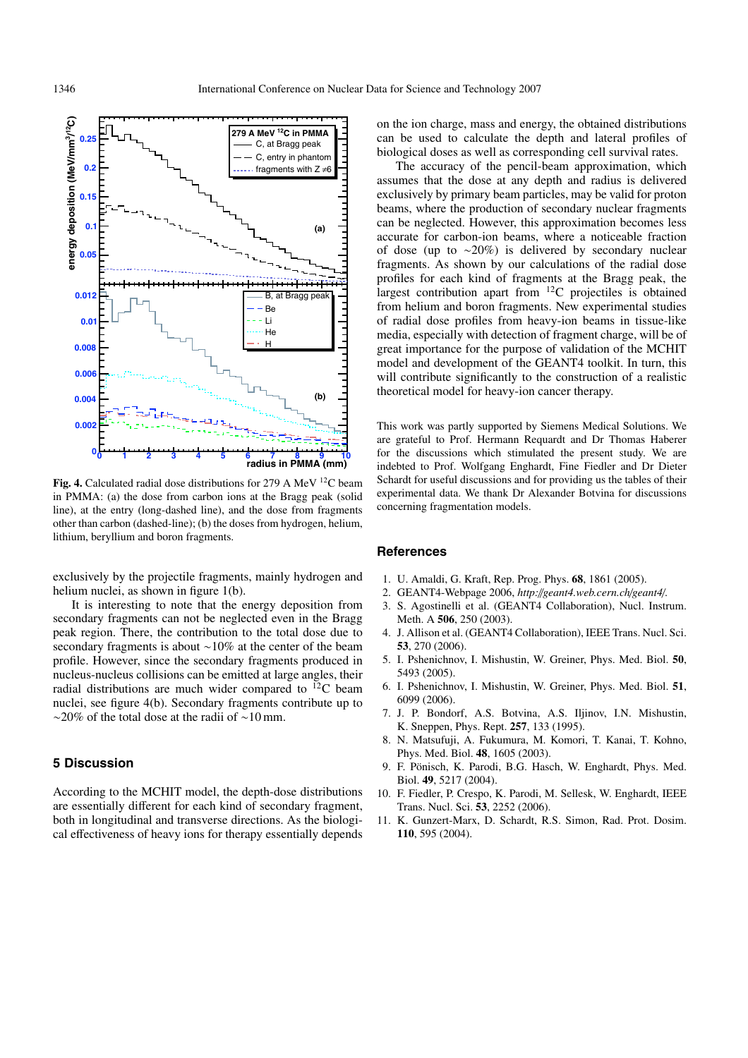279 A MeV $^{12}$C in PMMA

C, at Bragg peak

C, entry in phantom

fragments with Z ≠6

(a)

energy deposition (MeV/mm$^3$/$^{12}$C)

0.25

0.2

0.15

0.1

0.05

B, at Bragg peak

Be

Li

He

H

(b)

0.012

0.01

0.008

0.006

0.004

0.002

0

0 1 2 3 4 5 6 7 8 9 10

radius in PMMA (mm)

**Fig. 4.** Calculated radial dose distributions for 279 A MeV $^{12}$C beam in PMMA: (a) the dose from carbon ions at the Bragg peak (solid line), at the entry (long-dashed line), and the dose from fragments other than carbon (dashed-line); (b) the doses from hydrogen, helium, lithium, beryllium and boron fragments.

exclusively by the projectile fragments, mainly hydrogen and helium nuclei, as shown in figure 1(b).

It is interesting to note that the energy deposition from secondary fragments can not be neglected even in the Bragg peak region. There, the contribution to the total dose due to secondary fragments is about ~10% at the center of the beam profile. However, since the secondary fragments produced in nucleus-nucleus collisions can be emitted at large angles, their radial distributions are much wider compared to $^{12}$C beam nuclei, see figure 4(b). Secondary fragments contribute up to ~20% of the total dose at the radii of ~10 mm.

## 5 Discussion

According to the MCHIT model, the depth-dose distributions are essentially different for each kind of secondary fragment, both in longitudinal and transverse directions. As the biological effectiveness of heavy ions for therapy essentially depends on the ion charge, mass and energy, the obtained distributions can be used to calculate the depth and lateral profiles of biological doses as well as corresponding cell survival rates.

The accuracy of the pencil-beam approximation, which assumes that the dose at any depth and radius is delivered exclusively by primary beam particles, may be valid for proton beams, where the production of secondary nuclear fragments can be neglected. However, this approximation becomes less accurate for carbon-ion beams, where a noticeable fraction of dose (up to ~20%) is delivered by secondary nuclear fragments. As shown by our calculations of the radial dose profiles for each kind of fragments at the Bragg peak, the largest contribution apart from $^{12}$C projectiles is obtained from helium and boron fragments. New experimental studies of radial dose profiles from heavy-ion beams in tissue-like media, especially with detection of fragment charge, will be of great importance for the purpose of validation of the MCHIT model and development of the GEANT4 toolkit. In turn, this will contribute significantly to the construction of a realistic theoretical model for heavy-ion cancer therapy.

This work was partly supported by Siemens Medical Solutions. We are grateful to Prof. Hermann Requardt and Dr Thomas Haberer for the discussions which stimulated the present study. We are indebted to Prof. Wolfgang Enghardt, Fine Fiedler and Dr Dieter Schardt for useful discussions and for providing us the tables of their experimental data. We thank Dr Alexander Botvina for discussions concerning fragmentation models.

## References

1. U. Amaldi, G. Kraft, Rep. Prog. Phys. **68**, 1861 (2005).
2. GEANT4-Webpage 2006, *http://geant4.web.cern.ch/geant4/*.
3. S. Agostinelli et al. (GEANT4 Collaboration), Nucl. Instrum. Meth. A **506**, 250 (2003).
4. J. Allison et al. (GEANT4 Collaboration), IEEE Trans. Nucl. Sci. **53**, 270 (2006).
5. I. Pshenichnov, I. Mishustin, W. Greiner, Phys. Med. Biol. **50**, 5493 (2005).
6. I. Pshenichnov, I. Mishustin, W. Greiner, Phys. Med. Biol. **51**, 6099 (2006).
7. J. P. Bondorf, A.S. Botvina, A.S. Iljinov, I.N. Mishustin, K. Sneppen, Phys. Rept. **257**, 133 (1995).
8. N. Matsufuji, A. Fukumura, M. Komori, T. Kanai, T. Kohno, Phys. Med. Biol. **48**, 1605 (2003).
9. F. Pönisch, K. Parodi, B.G. Hasch, W. Enghardt, Phys. Med. Biol. **49**, 5217 (2004).
10. F. Fiedler, P. Crespo, K. Parodi, M. Sellesk, W. Enghardt, IEEE Trans. Nucl. Sci. **53**, 2252 (2006).
11. K. Gunzert-Marx, D. Schardt, R.S. Simon, Rad. Prot. Dosim. **110**, 595 (2004).